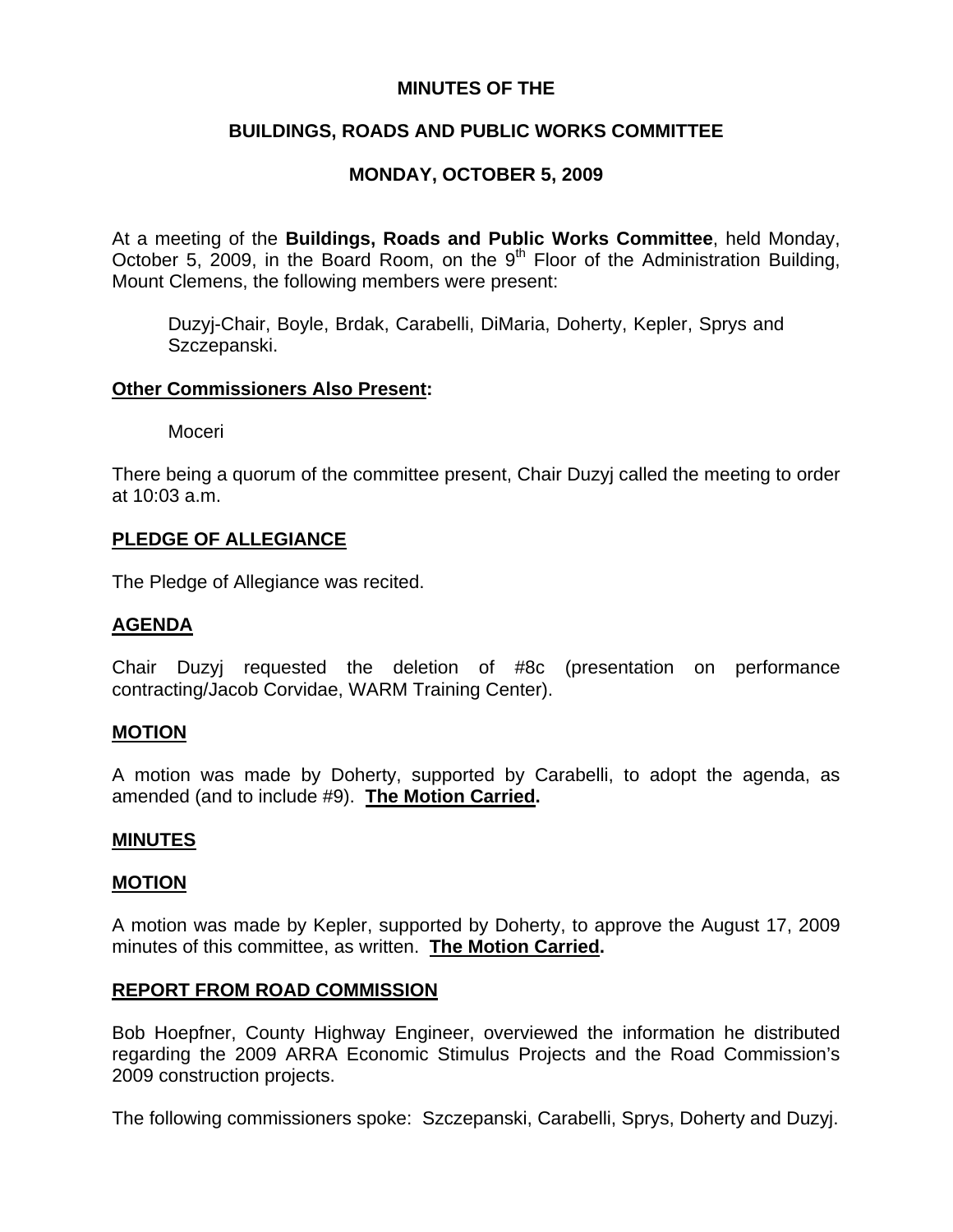# MINUTES OF THE

## BUILDINGS, ROADS AND PUBLIC WORKS COMMITTEE

## MONDAY, OCTOBER 5, 2009

At a meeting of the **Buildings, Roads and Public Works Committee**, held Monday, October 5, 2009, in the Board Room, on the 9th Floor of the Administration Building, Mount Clemens, the following members were present:

> Duzyj-Chair, Boyle, Brdak, Carabelli, DiMaria, Doherty, Kepler, Sprys and Szczepanski.

**Other Commissioners Also Present:**

> Moceri

There being a quorum of the committee present, Chair Duzyj called the meeting to order at 10:03 a.m.

**PLEDGE OF ALLEGIANCE**

The Pledge of Allegiance was recited.

**AGENDA**

Chair Duzyj requested the deletion of #8c (presentation on performance contracting/Jacob Corvidae, WARM Training Center).

**MOTION**

A motion was made by Doherty, supported by Carabelli, to adopt the agenda, as amended (and to include #9). **The Motion Carried.**

**MINUTES**

**MOTION**

A motion was made by Kepler, supported by Doherty, to approve the August 17, 2009 minutes of this committee, as written. **The Motion Carried.**

**REPORT FROM ROAD COMMISSION**

Bob Hoepfner, County Highway Engineer, overviewed the information he distributed regarding the 2009 ARRA Economic Stimulus Projects and the Road Commission's 2009 construction projects.

The following commissioners spoke: Szczepanski, Carabelli, Sprys, Doherty and Duzyj.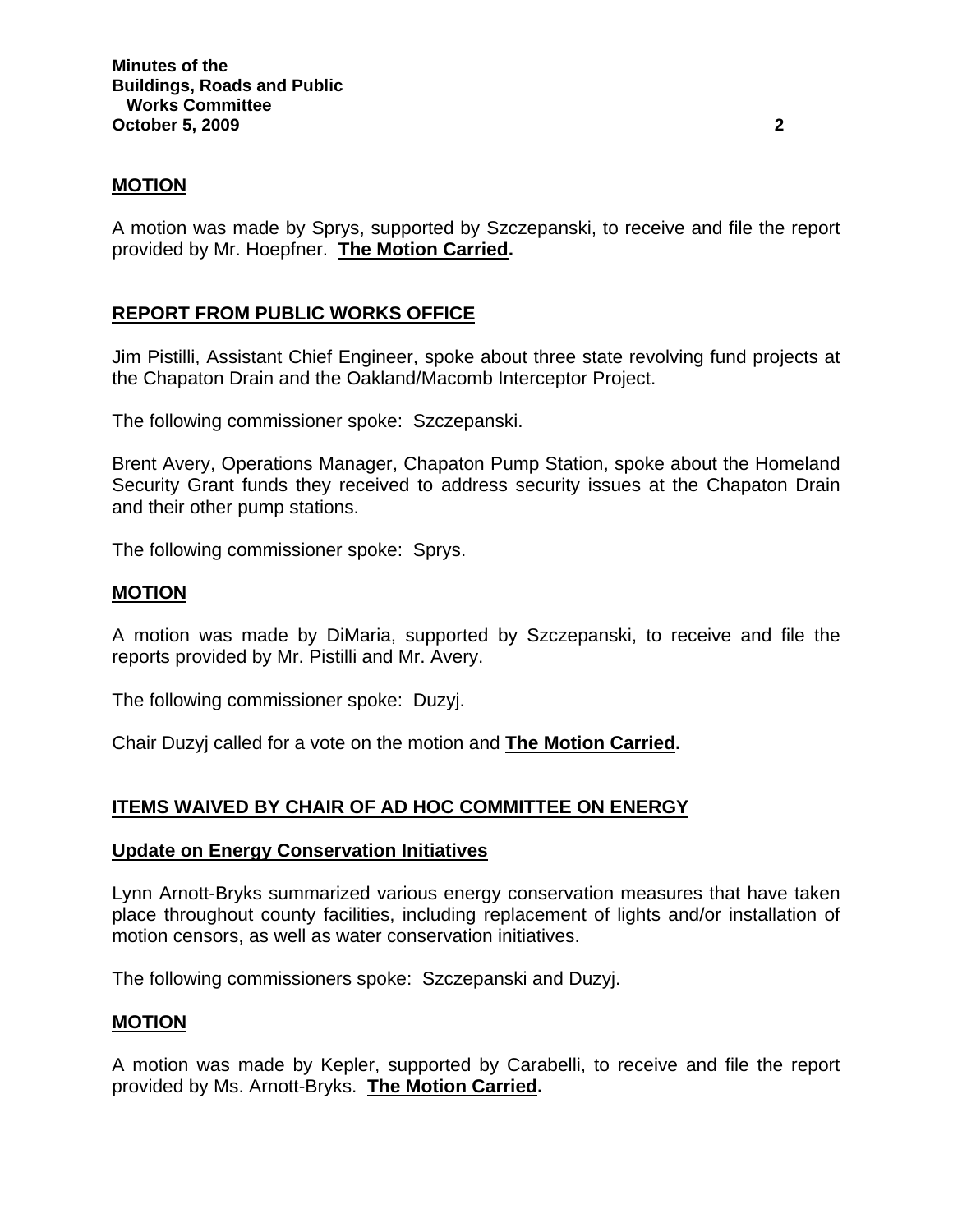**MOTION**

A motion was made by Sprys, supported by Szczepanski, to receive and file the report provided by Mr. Hoepfner. **The Motion Carried.**

**REPORT FROM PUBLIC WORKS OFFICE**

Jim Pistilli, Assistant Chief Engineer, spoke about three state revolving fund projects at the Chapaton Drain and the Oakland/Macomb Interceptor Project.

The following commissioner spoke: Szczepanski.

Brent Avery, Operations Manager, Chapaton Pump Station, spoke about the Homeland Security Grant funds they received to address security issues at the Chapaton Drain and their other pump stations.

The following commissioner spoke: Sprys.

**MOTION**

A motion was made by DiMaria, supported by Szczepanski, to receive and file the reports provided by Mr. Pistilli and Mr. Avery.

The following commissioner spoke: Duzyj.

Chair Duzyj called for a vote on the motion and **The Motion Carried.**

**ITEMS WAIVED BY CHAIR OF AD HOC COMMITTEE ON ENERGY**

**Update on Energy Conservation Initiatives**

Lynn Arnott-Bryks summarized various energy conservation measures that have taken place throughout county facilities, including replacement of lights and/or installation of motion censors, as well as water conservation initiatives.

The following commissioners spoke: Szczepanski and Duzyj.

**MOTION**

A motion was made by Kepler, supported by Carabelli, to receive and file the report provided by Ms. Arnott-Bryks. **The Motion Carried.**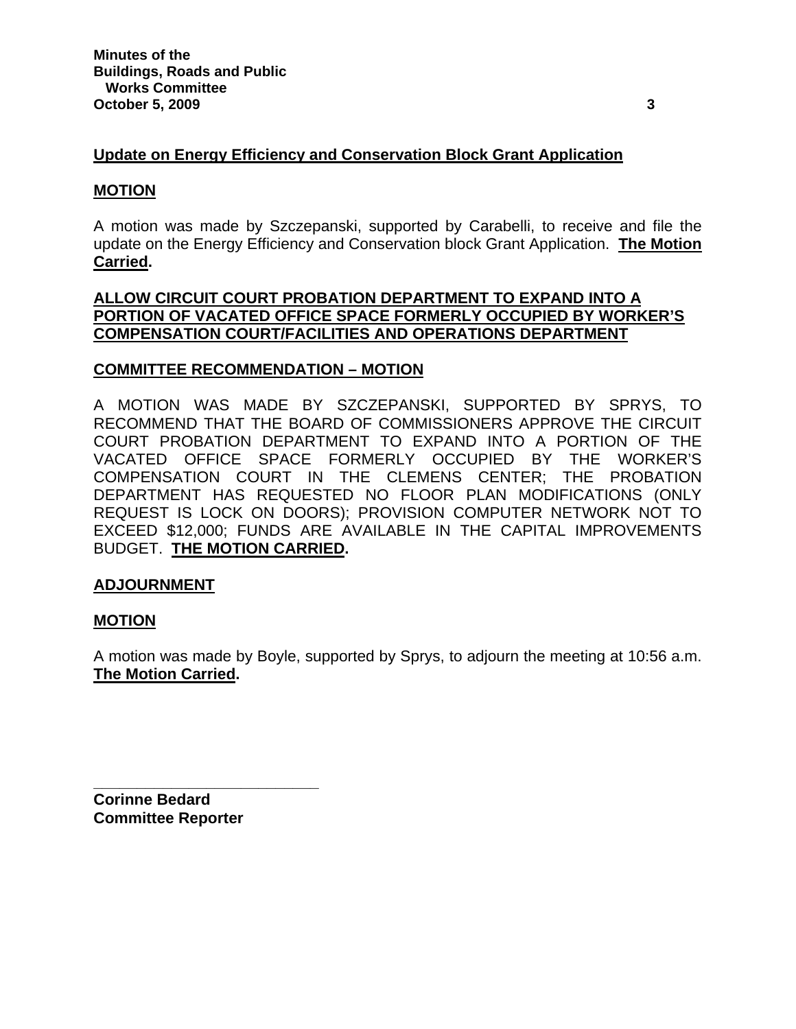**Update on Energy Efficiency and Conservation Block Grant Application**

**MOTION**

A motion was made by Szczepanski, supported by Carabelli, to receive and file the update on the Energy Efficiency and Conservation block Grant Application. **The Motion Carried.**

**ALLOW CIRCUIT COURT PROBATION DEPARTMENT TO EXPAND INTO A PORTION OF VACATED OFFICE SPACE FORMERLY OCCUPIED BY WORKER'S COMPENSATION COURT/FACILITIES AND OPERATIONS DEPARTMENT**

**COMMITTEE RECOMMENDATION – MOTION**

A MOTION WAS MADE BY SZCZEPANSKI, SUPPORTED BY SPRYS, TO RECOMMEND THAT THE BOARD OF COMMISSIONERS APPROVE THE CIRCUIT COURT PROBATION DEPARTMENT TO EXPAND INTO A PORTION OF THE VACATED OFFICE SPACE FORMERLY OCCUPIED BY THE WORKER'S COMPENSATION COURT IN THE CLEMENS CENTER; THE PROBATION DEPARTMENT HAS REQUESTED NO FLOOR PLAN MODIFICATIONS (ONLY REQUEST IS LOCK ON DOORS); PROVISION COMPUTER NETWORK NOT TO EXCEED $12,000; FUNDS ARE AVAILABLE IN THE CAPITAL IMPROVEMENTS BUDGET. **THE MOTION CARRIED.**

**ADJOURNMENT**

**MOTION**

A motion was made by Boyle, supported by Sprys, to adjourn the meeting at 10:56 a.m. **The Motion Carried.**

\_\_\_\_\_\_\_\_\_\_\_\_\_\_\_\_\_\_\_\_\_\_\_\_\_\_\_

**Corinne Bedard**
**Committee Reporter**